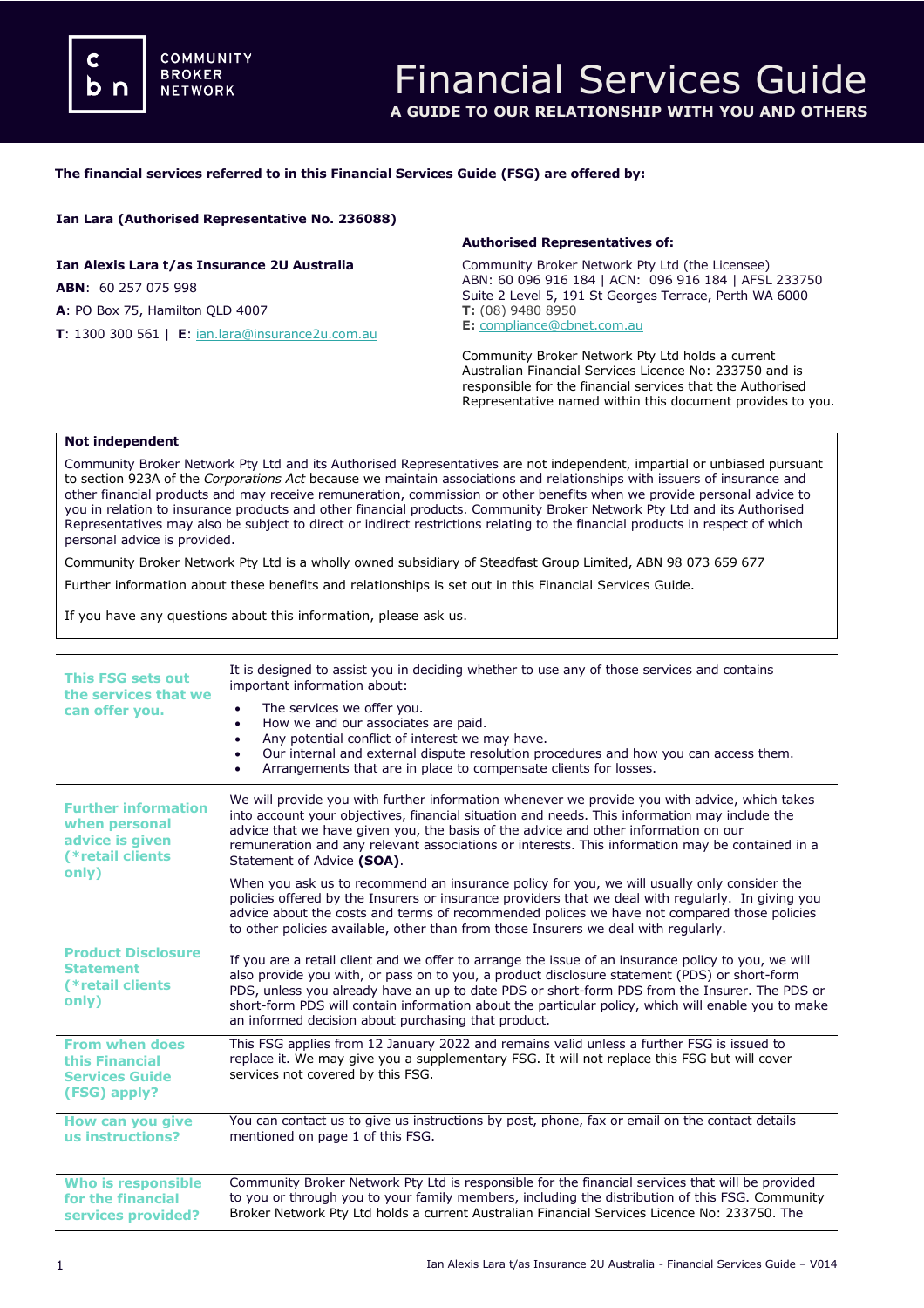# Financial Services Guide

**A GUIDE TO OUR RELATIONSHIP WITH YOU AND OTHERS**

**The financial services referred to in this Financial Services Guide (FSG) are offered by:**

**Ian Lara (Authorised Representative No. 236088)**

**Ian Alexis Lara t/as Insurance 2U Australia**

**ABN**: 60 257 075 998

**A**: PO Box 75, Hamilton QLD 4007

**T**: 1300 300 561 | **E**: ian.lara@insurance2u.com.au

**Authorised Representatives of:**

Community Broker Network Pty Ltd (the Licensee)
ABN: 60 096 916 184 | ACN: 096 916 184 | AFSL 233750
Suite 2 Level 5, 191 St Georges Terrace, Perth WA 6000
**T:** (08) 9480 8950
**E:** compliance@cbnet.com.au

Community Broker Network Pty Ltd holds a current Australian Financial Services Licence No: 233750 and is responsible for the financial services that the Authorised Representative named within this document provides to you.

**Not independent**

Community Broker Network Pty Ltd and its Authorised Representatives are not independent, impartial or unbiased pursuant to section 923A of the *Corporations Act* because we maintain associations and relationships with issuers of insurance and other financial products and may receive remuneration, commission or other benefits when we provide personal advice to you in relation to insurance products and other financial products. Community Broker Network Pty Ltd and its Authorised Representatives may also be subject to direct or indirect restrictions relating to the financial products in respect of which personal advice is provided.

Community Broker Network Pty Ltd is a wholly owned subsidiary of Steadfast Group Limited, ABN 98 073 659 677

Further information about these benefits and relationships is set out in this Financial Services Guide.

If you have any questions about this information, please ask us.

## This FSG sets out the services that we can offer you.

It is designed to assist you in deciding whether to use any of those services and contains important information about:

- The services we offer you.
- How we and our associates are paid.
- Any potential conflict of interest we may have.
- Our internal and external dispute resolution procedures and how you can access them.
- Arrangements that are in place to compensate clients for losses.

## Further information when personal advice is given (*retail clients only)

We will provide you with further information whenever we provide you with advice, which takes into account your objectives, financial situation and needs. This information may include the advice that we have given you, the basis of the advice and other information on our remuneration and any relevant associations or interests. This information may be contained in a Statement of Advice **(SOA)**.

When you ask us to recommend an insurance policy for you, we will usually only consider the policies offered by the Insurers or insurance providers that we deal with regularly. In giving you advice about the costs and terms of recommended polices we have not compared those policies to other policies available, other than from those Insurers we deal with regularly.

## Product Disclosure Statement (*retail clients only)

If you are a retail client and we offer to arrange the issue of an insurance policy to you, we will also provide you with, or pass on to you, a product disclosure statement (PDS) or short-form PDS, unless you already have an up to date PDS or short-form PDS from the Insurer. The PDS or short-form PDS will contain information about the particular policy, which will enable you to make an informed decision about purchasing that product.

## From when does this Financial Services Guide (FSG) apply?

This FSG applies from 12 January 2022 and remains valid unless a further FSG is issued to replace it. We may give you a supplementary FSG. It will not replace this FSG but will cover services not covered by this FSG.

## How can you give us instructions?

You can contact us to give us instructions by post, phone, fax or email on the contact details mentioned on page 1 of this FSG.

## Who is responsible for the financial services provided?

Community Broker Network Pty Ltd is responsible for the financial services that will be provided to you or through you to your family members, including the distribution of this FSG. Community Broker Network Pty Ltd holds a current Australian Financial Services Licence No: 233750. The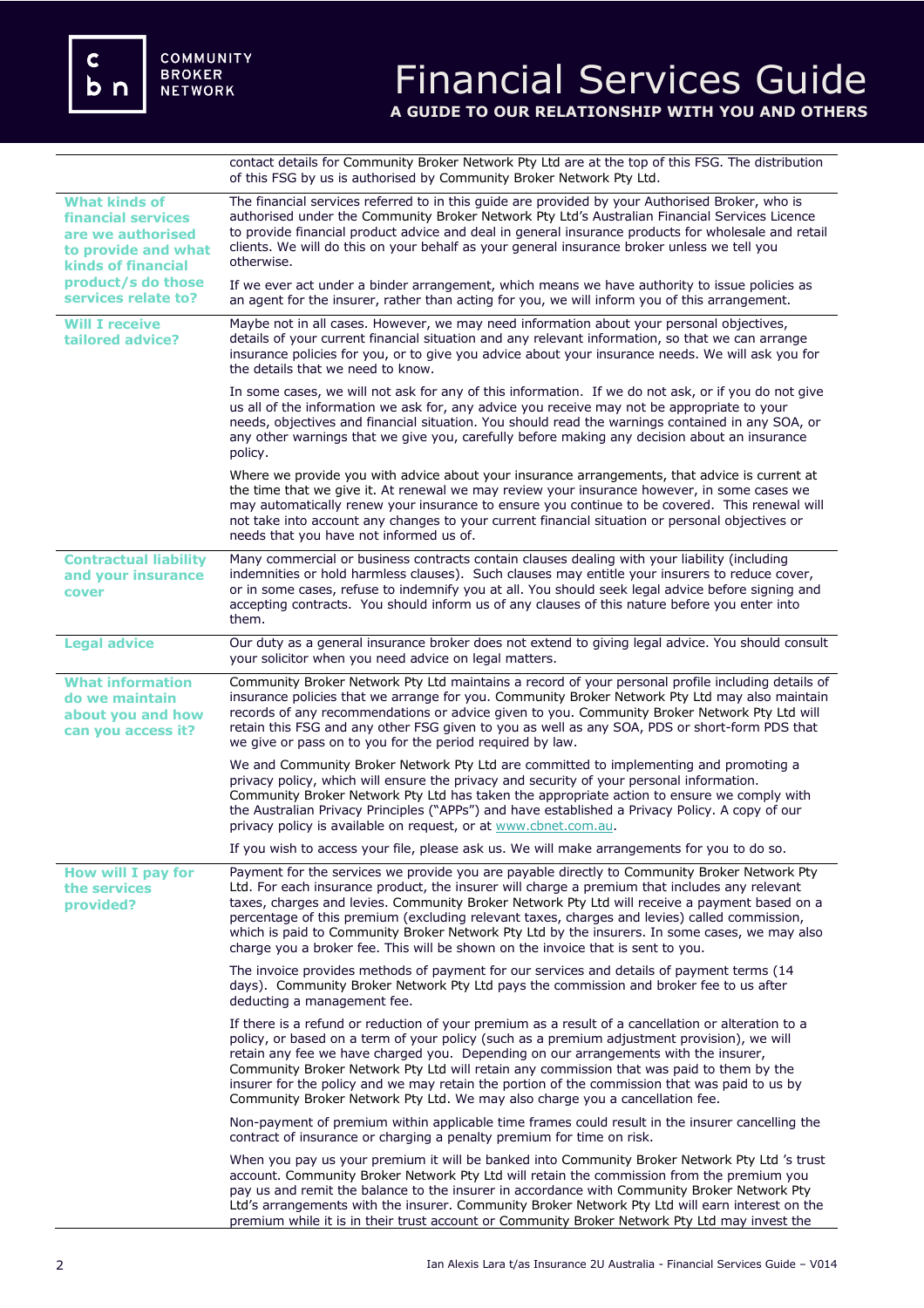contact details for Community Broker Network Pty Ltd are at the top of this FSG. The distribution of this FSG by us is authorised by Community Broker Network Pty Ltd.

### What kinds of financial services are we authorised to provide and what kinds of financial product/s do those services relate to?

The financial services referred to in this guide are provided by your Authorised Broker, who is authorised under the Community Broker Network Pty Ltd's Australian Financial Services Licence to provide financial product advice and deal in general insurance products for wholesale and retail clients. We will do this on your behalf as your general insurance broker unless we tell you otherwise.

If we ever act under a binder arrangement, which means we have authority to issue policies as an agent for the insurer, rather than acting for you, we will inform you of this arrangement.

### Will I receive tailored advice?

Maybe not in all cases. However, we may need information about your personal objectives, details of your current financial situation and any relevant information, so that we can arrange insurance policies for you, or to give you advice about your insurance needs. We will ask you for the details that we need to know.

In some cases, we will not ask for any of this information. If we do not ask, or if you do not give us all of the information we ask for, any advice you receive may not be appropriate to your needs, objectives and financial situation. You should read the warnings contained in any SOA, or any other warnings that we give you, carefully before making any decision about an insurance policy.

Where we provide you with advice about your insurance arrangements, that advice is current at the time that we give it. At renewal we may review your insurance however, in some cases we may automatically renew your insurance to ensure you continue to be covered. This renewal will not take into account any changes to your current financial situation or personal objectives or needs that you have not informed us of.

### Contractual liability and your insurance cover

Many commercial or business contracts contain clauses dealing with your liability (including indemnities or hold harmless clauses). Such clauses may entitle your insurers to reduce cover, or in some cases, refuse to indemnify you at all. You should seek legal advice before signing and accepting contracts. You should inform us of any clauses of this nature before you enter into them.

### Legal advice

Our duty as a general insurance broker does not extend to giving legal advice. You should consult your solicitor when you need advice on legal matters.

### What information do we maintain about you and how can you access it?

Community Broker Network Pty Ltd maintains a record of your personal profile including details of insurance policies that we arrange for you. Community Broker Network Pty Ltd may also maintain records of any recommendations or advice given to you. Community Broker Network Pty Ltd will retain this FSG and any other FSG given to you as well as any SOA, PDS or short-form PDS that we give or pass on to you for the period required by law.

We and Community Broker Network Pty Ltd are committed to implementing and promoting a privacy policy, which will ensure the privacy and security of your personal information. Community Broker Network Pty Ltd has taken the appropriate action to ensure we comply with the Australian Privacy Principles ("APPs") and have established a Privacy Policy. A copy of our privacy policy is available on request, or at www.cbnet.com.au.

If you wish to access your file, please ask us. We will make arrangements for you to do so.

### How will I pay for the services provided?

Payment for the services we provide you are payable directly to Community Broker Network Pty Ltd. For each insurance product, the insurer will charge a premium that includes any relevant taxes, charges and levies. Community Broker Network Pty Ltd will receive a payment based on a percentage of this premium (excluding relevant taxes, charges and levies) called commission, which is paid to Community Broker Network Pty Ltd by the insurers. In some cases, we may also charge you a broker fee. This will be shown on the invoice that is sent to you.

The invoice provides methods of payment for our services and details of payment terms (14 days). Community Broker Network Pty Ltd pays the commission and broker fee to us after deducting a management fee.

If there is a refund or reduction of your premium as a result of a cancellation or alteration to a policy, or based on a term of your policy (such as a premium adjustment provision), we will retain any fee we have charged you. Depending on our arrangements with the insurer, Community Broker Network Pty Ltd will retain any commission that was paid to them by the insurer for the policy and we may retain the portion of the commission that was paid to us by Community Broker Network Pty Ltd. We may also charge you a cancellation fee.

Non-payment of premium within applicable time frames could result in the insurer cancelling the contract of insurance or charging a penalty premium for time on risk.

When you pay us your premium it will be banked into Community Broker Network Pty Ltd 's trust account. Community Broker Network Pty Ltd will retain the commission from the premium you pay us and remit the balance to the insurer in accordance with Community Broker Network Pty Ltd's arrangements with the insurer. Community Broker Network Pty Ltd will earn interest on the premium while it is in their trust account or Community Broker Network Pty Ltd may invest the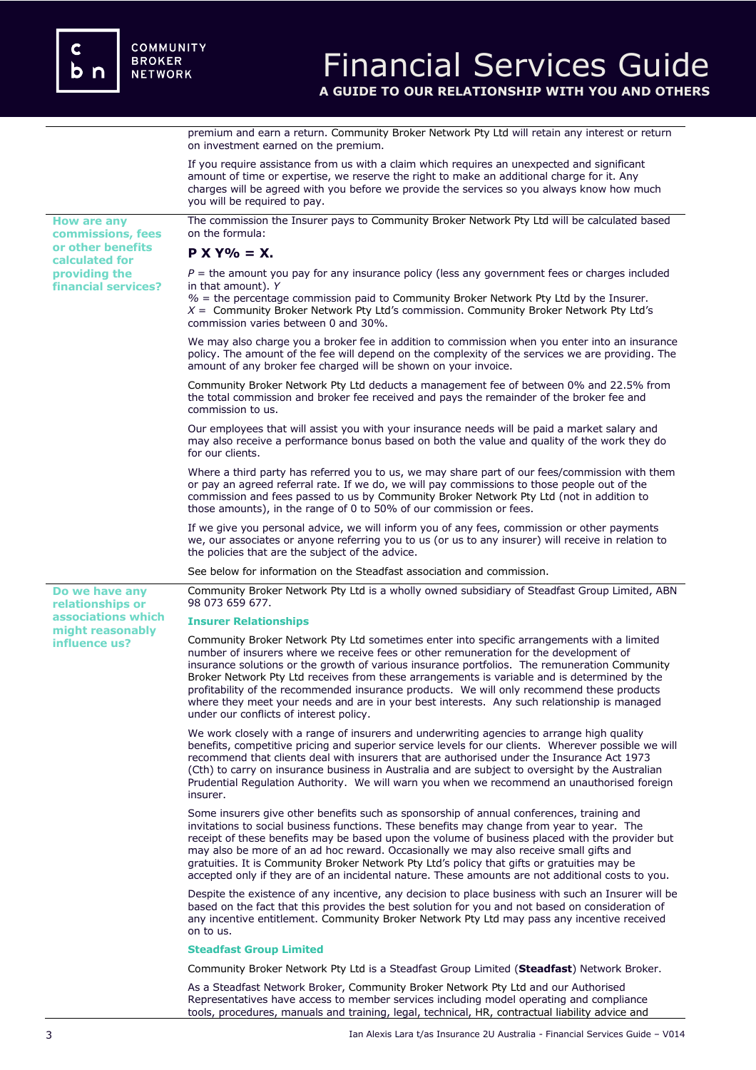premium and earn a return. Community Broker Network Pty Ltd will retain any interest or return on investment earned on the premium.

If you require assistance from us with a claim which requires an unexpected and significant amount of time or expertise, we reserve the right to make an additional charge for it. Any charges will be agreed with you before we provide the services so you always know how much you will be required to pay.

### How are any commissions, fees or other benefits calculated for providing the financial services?

The commission the Insurer pays to Community Broker Network Pty Ltd will be calculated based on the formula:

**P X Y% = X.**

*P* = the amount you pay for any insurance policy (less any government fees or charges included in that amount). *Y*
% = the percentage commission paid to Community Broker Network Pty Ltd by the Insurer.
*X* = Community Broker Network Pty Ltd's commission. Community Broker Network Pty Ltd's commission varies between 0 and 30%.

We may also charge you a broker fee in addition to commission when you enter into an insurance policy. The amount of the fee will depend on the complexity of the services we are providing. The amount of any broker fee charged will be shown on your invoice.

Community Broker Network Pty Ltd deducts a management fee of between 0% and 22.5% from the total commission and broker fee received and pays the remainder of the broker fee and commission to us.

Our employees that will assist you with your insurance needs will be paid a market salary and may also receive a performance bonus based on both the value and quality of the work they do for our clients.

Where a third party has referred you to us, we may share part of our fees/commission with them or pay an agreed referral rate. If we do, we will pay commissions to those people out of the commission and fees passed to us by Community Broker Network Pty Ltd (not in addition to those amounts), in the range of 0 to 50% of our commission or fees.

If we give you personal advice, we will inform you of any fees, commission or other payments we, our associates or anyone referring you to us (or us to any insurer) will receive in relation to the policies that are the subject of the advice.

See below for information on the Steadfast association and commission.

### Do we have any relationships or associations which might reasonably influence us?

Community Broker Network Pty Ltd is a wholly owned subsidiary of Steadfast Group Limited, ABN 98 073 659 677.

#### Insurer Relationships

Community Broker Network Pty Ltd sometimes enter into specific arrangements with a limited number of insurers where we receive fees or other remuneration for the development of insurance solutions or the growth of various insurance portfolios. The remuneration Community Broker Network Pty Ltd receives from these arrangements is variable and is determined by the profitability of the recommended insurance products. We will only recommend these products where they meet your needs and are in your best interests. Any such relationship is managed under our conflicts of interest policy.

We work closely with a range of insurers and underwriting agencies to arrange high quality benefits, competitive pricing and superior service levels for our clients. Wherever possible we will recommend that clients deal with insurers that are authorised under the Insurance Act 1973 (Cth) to carry on insurance business in Australia and are subject to oversight by the Australian Prudential Regulation Authority. We will warn you when we recommend an unauthorised foreign insurer.

Some insurers give other benefits such as sponsorship of annual conferences, training and invitations to social business functions. These benefits may change from year to year. The receipt of these benefits may be based upon the volume of business placed with the provider but may also be more of an ad hoc reward. Occasionally we may also receive small gifts and gratuities. It is Community Broker Network Pty Ltd's policy that gifts or gratuities may be accepted only if they are of an incidental nature. These amounts are not additional costs to you.

Despite the existence of any incentive, any decision to place business with such an Insurer will be based on the fact that this provides the best solution for you and not based on consideration of any incentive entitlement. Community Broker Network Pty Ltd may pass any incentive received on to us.

#### Steadfast Group Limited

Community Broker Network Pty Ltd is a Steadfast Group Limited (**Steadfast**) Network Broker.

As a Steadfast Network Broker, Community Broker Network Pty Ltd and our Authorised Representatives have access to member services including model operating and compliance tools, procedures, manuals and training, legal, technical, HR, contractual liability advice and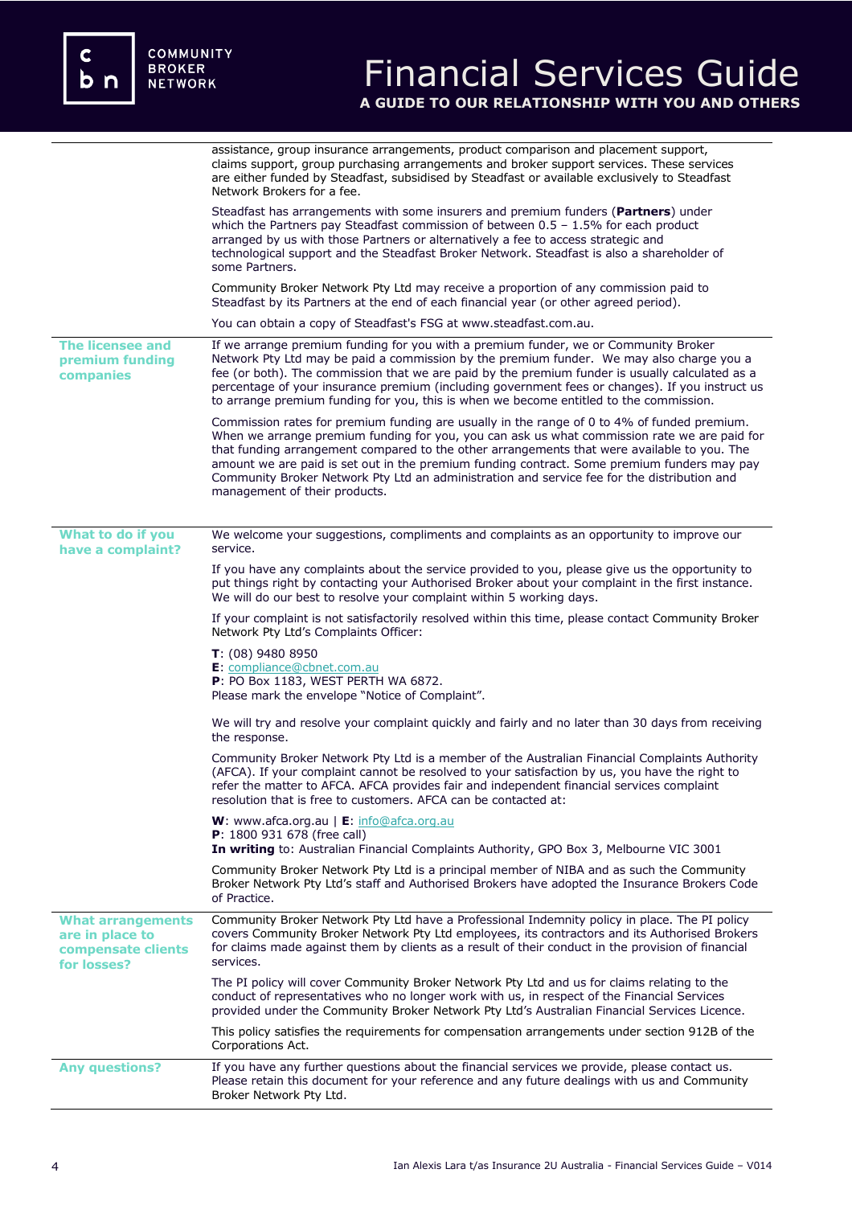assistance, group insurance arrangements, product comparison and placement support, claims support, group purchasing arrangements and broker support services. These services are either funded by Steadfast, subsidised by Steadfast or available exclusively to Steadfast Network Brokers for a fee.

Steadfast has arrangements with some insurers and premium funders (**Partners**) under which the Partners pay Steadfast commission of between 0.5 – 1.5% for each product arranged by us with those Partners or alternatively a fee to access strategic and technological support and the Steadfast Broker Network. Steadfast is also a shareholder of some Partners.

Community Broker Network Pty Ltd may receive a proportion of any commission paid to Steadfast by its Partners at the end of each financial year (or other agreed period).

You can obtain a copy of Steadfast's FSG at www.steadfast.com.au.

## The licensee and premium funding companies

If we arrange premium funding for you with a premium funder, we or Community Broker Network Pty Ltd may be paid a commission by the premium funder. We may also charge you a fee (or both). The commission that we are paid by the premium funder is usually calculated as a percentage of your insurance premium (including government fees or changes). If you instruct us to arrange premium funding for you, this is when we become entitled to the commission.

Commission rates for premium funding are usually in the range of 0 to 4% of funded premium. When we arrange premium funding for you, you can ask us what commission rate we are paid for that funding arrangement compared to the other arrangements that were available to you. The amount we are paid is set out in the premium funding contract. Some premium funders may pay Community Broker Network Pty Ltd an administration and service fee for the distribution and management of their products.

## What to do if you have a complaint?

We welcome your suggestions, compliments and complaints as an opportunity to improve our service.

If you have any complaints about the service provided to you, please give us the opportunity to put things right by contacting your Authorised Broker about your complaint in the first instance. We will do our best to resolve your complaint within 5 working days.

If your complaint is not satisfactorily resolved within this time, please contact Community Broker Network Pty Ltd's Complaints Officer:

**T**: (08) 9480 8950
**E**: compliance@cbnet.com.au
**P**: PO Box 1183, WEST PERTH WA 6872.
Please mark the envelope "Notice of Complaint".

We will try and resolve your complaint quickly and fairly and no later than 30 days from receiving the response.

Community Broker Network Pty Ltd is a member of the Australian Financial Complaints Authority (AFCA). If your complaint cannot be resolved to your satisfaction by us, you have the right to refer the matter to AFCA. AFCA provides fair and independent financial services complaint resolution that is free to customers. AFCA can be contacted at:

**W**: www.afca.org.au | **E**: info@afca.org.au
**P**: 1800 931 678 (free call)
**In writing** to: Australian Financial Complaints Authority, GPO Box 3, Melbourne VIC 3001

Community Broker Network Pty Ltd is a principal member of NIBA and as such the Community Broker Network Pty Ltd's staff and Authorised Brokers have adopted the Insurance Brokers Code of Practice.

## What arrangements are in place to compensate clients for losses?

Community Broker Network Pty Ltd have a Professional Indemnity policy in place. The PI policy covers Community Broker Network Pty Ltd employees, its contractors and its Authorised Brokers for claims made against them by clients as a result of their conduct in the provision of financial services.

The PI policy will cover Community Broker Network Pty Ltd and us for claims relating to the conduct of representatives who no longer work with us, in respect of the Financial Services provided under the Community Broker Network Pty Ltd's Australian Financial Services Licence.

This policy satisfies the requirements for compensation arrangements under section 912B of the Corporations Act.

## Any questions?

If you have any further questions about the financial services we provide, please contact us. Please retain this document for your reference and any future dealings with us and Community Broker Network Pty Ltd.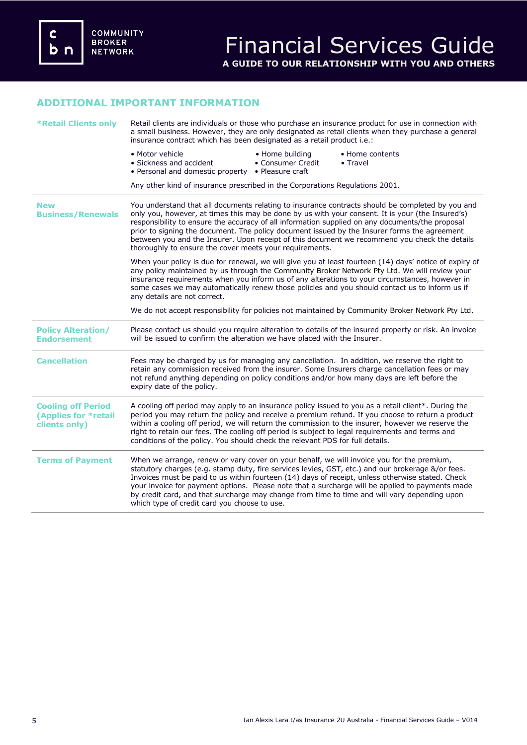## ADDITIONAL IMPORTANT INFORMATION

| | |
|---|---|
| **\*Retail Clients only** | Retail clients are individuals or those who purchase an insurance product for use in connection with a small business. However, they are only designated as retail clients when they purchase a general insurance contract which has been designated as a retail product i.e.:<br>• Motor vehicle • Home building • Home contents<br>• Sickness and accident • Consumer Credit • Travel<br>• Personal and domestic property • Pleasure craft<br>Any other kind of insurance prescribed in the Corporations Regulations 2001. |
| **New Business/Renewals** | You understand that all documents relating to insurance contracts should be completed by you and only you, however, at times this may be done by us with your consent. It is your (the Insured's) responsibility to ensure the accuracy of all information supplied on any documents/the proposal prior to signing the document. The policy document issued by the Insurer forms the agreement between you and the Insurer. Upon receipt of this document we recommend you check the details thoroughly to ensure the cover meets your requirements.<br>When your policy is due for renewal, we will give you at least fourteen (14) days' notice of expiry of any policy maintained by us through the Community Broker Network Pty Ltd. We will review your insurance requirements when you inform us of any alterations to your circumstances, however in some cases we may automatically renew those policies and you should contact us to inform us if any details are not correct.<br>We do not accept responsibility for policies not maintained by Community Broker Network Pty Ltd. |
| **Policy Alteration/ Endorsement** | Please contact us should you require alteration to details of the insured property or risk. An invoice will be issued to confirm the alteration we have placed with the Insurer. |
| **Cancellation** | Fees may be charged by us for managing any cancellation. In addition, we reserve the right to retain any commission received from the insurer. Some Insurers charge cancellation fees or may not refund anything depending on policy conditions and/or how many days are left before the expiry date of the policy. |
| **Cooling off Period (Applies for \*retail clients only)** | A cooling off period may apply to an insurance policy issued to you as a retail client\*. During the period you may return the policy and receive a premium refund. If you choose to return a product within a cooling off period, we will return the commission to the insurer, however we reserve the right to retain our fees. The cooling off period is subject to legal requirements and terms and conditions of the policy. You should check the relevant PDS for full details. |
| **Terms of Payment** | When we arrange, renew or vary cover on your behalf, we will invoice you for the premium, statutory charges (e.g. stamp duty, fire services levies, GST, etc.) and our brokerage &/or fees. Invoices must be paid to us within fourteen (14) days of receipt, unless otherwise stated. Check your invoice for payment options. Please note that a surcharge will be applied to payments made by credit card, and that surcharge may change from time to time and will vary depending upon which type of credit card you choose to use. |